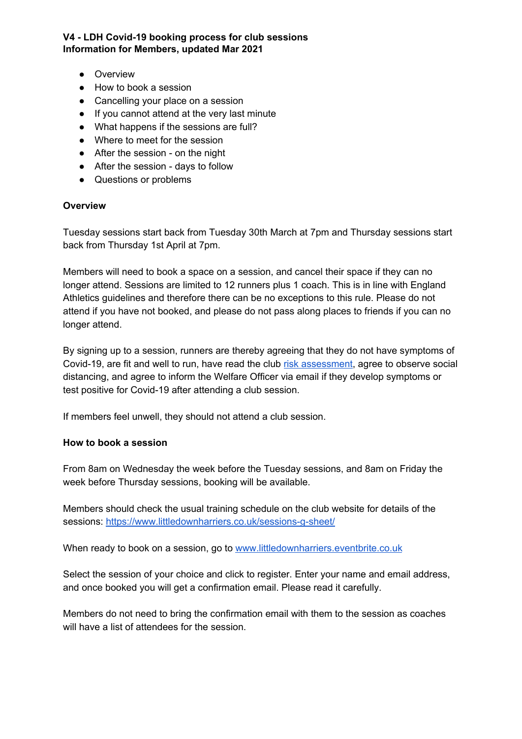**V4 - LDH Covid-19 booking process for club sessions**
**Information for Members, updated Mar 2021**

- Overview
- How to book a session
- Cancelling your place on a session
- If you cannot attend at the very last minute
- What happens if the sessions are full?
- Where to meet for the session
- After the session - on the night
- After the session - days to follow
- Questions or problems

**Overview**

Tuesday sessions start back from Tuesday 30th March at 7pm and Thursday sessions start back from Thursday 1st April at 7pm.

Members will need to book a space on a session, and cancel their space if they can no longer attend. Sessions are limited to 12 runners plus 1 coach. This is in line with England Athletics guidelines and therefore there can be no exceptions to this rule. Please do not attend if you have not booked, and please do not pass along places to friends if you can no longer attend.

By signing up to a session, runners are thereby agreeing that they do not have symptoms of Covid-19, are fit and well to run, have read the club risk assessment, agree to observe social distancing, and agree to inform the Welfare Officer via email if they develop symptoms or test positive for Covid-19 after attending a club session.

If members feel unwell, they should not attend a club session.

**How to book a session**

From 8am on Wednesday the week before the Tuesday sessions, and 8am on Friday the week before Thursday sessions, booking will be available.

Members should check the usual training schedule on the club website for details of the sessions: https://www.littledownharriers.co.uk/sessions-g-sheet/

When ready to book on a session, go to www.littledownharriers.eventbrite.co.uk

Select the session of your choice and click to register. Enter your name and email address, and once booked you will get a confirmation email. Please read it carefully.

Members do not need to bring the confirmation email with them to the session as coaches will have a list of attendees for the session.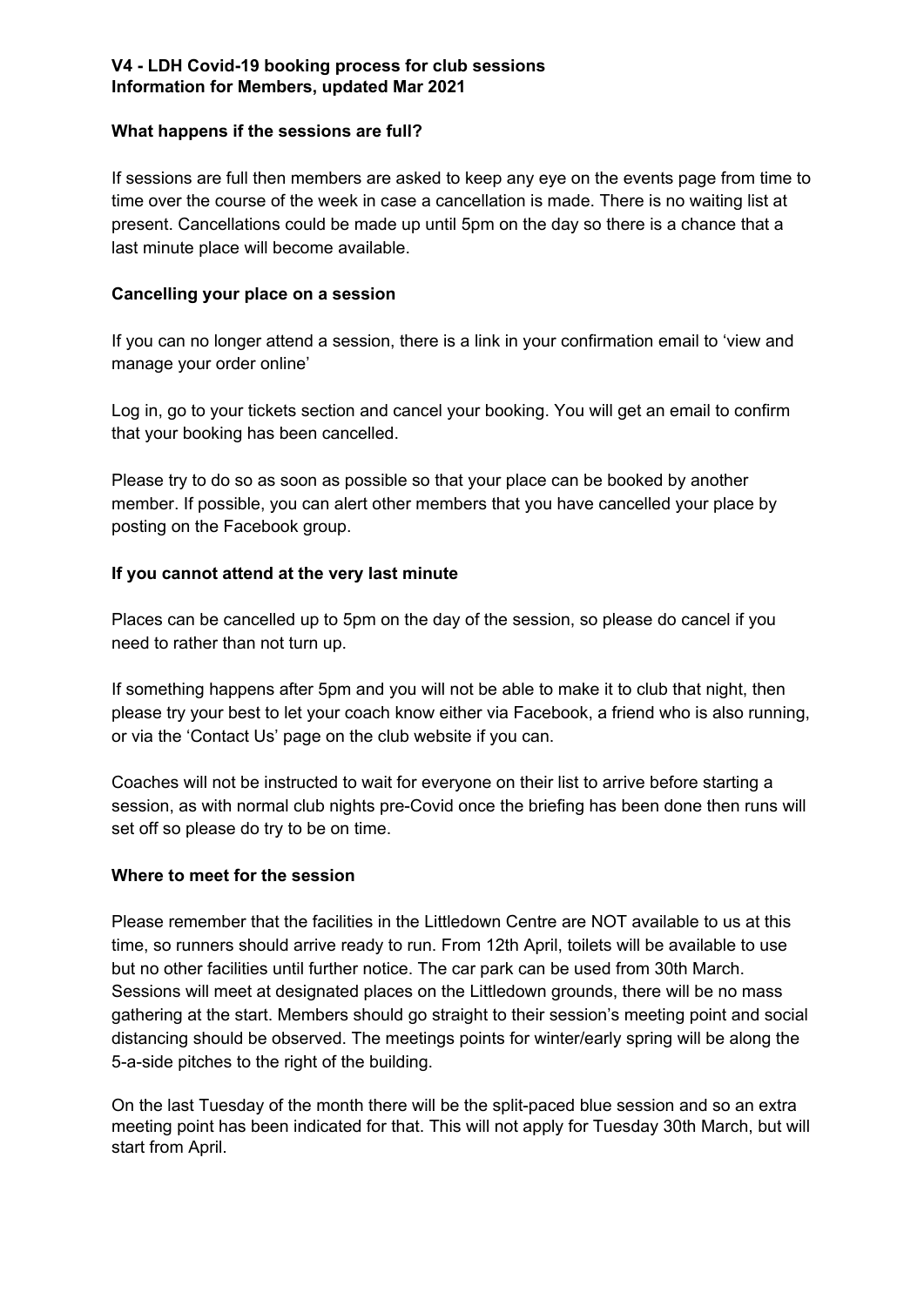**V4 - LDH Covid-19 booking process for club sessions**
**Information for Members, updated Mar 2021**

**What happens if the sessions are full?**

If sessions are full then members are asked to keep any eye on the events page from time to time over the course of the week in case a cancellation is made. There is no waiting list at present. Cancellations could be made up until 5pm on the day so there is a chance that a last minute place will become available.

**Cancelling your place on a session**

If you can no longer attend a session, there is a link in your confirmation email to 'view and manage your order online'

Log in, go to your tickets section and cancel your booking. You will get an email to confirm that your booking has been cancelled.

Please try to do so as soon as possible so that your place can be booked by another member. If possible, you can alert other members that you have cancelled your place by posting on the Facebook group.

**If you cannot attend at the very last minute**

Places can be cancelled up to 5pm on the day of the session, so please do cancel if you need to rather than not turn up.

If something happens after 5pm and you will not be able to make it to club that night, then please try your best to let your coach know either via Facebook, a friend who is also running, or via the 'Contact Us' page on the club website if you can.

Coaches will not be instructed to wait for everyone on their list to arrive before starting a session, as with normal club nights pre-Covid once the briefing has been done then runs will set off so please do try to be on time.

**Where to meet for the session**

Please remember that the facilities in the Littledown Centre are NOT available to us at this time, so runners should arrive ready to run. From 12th April, toilets will be available to use but no other facilities until further notice. The car park can be used from 30th March. Sessions will meet at designated places on the Littledown grounds, there will be no mass gathering at the start. Members should go straight to their session's meeting point and social distancing should be observed. The meetings points for winter/early spring will be along the 5-a-side pitches to the right of the building.

On the last Tuesday of the month there will be the split-paced blue session and so an extra meeting point has been indicated for that. This will not apply for Tuesday 30th March, but will start from April.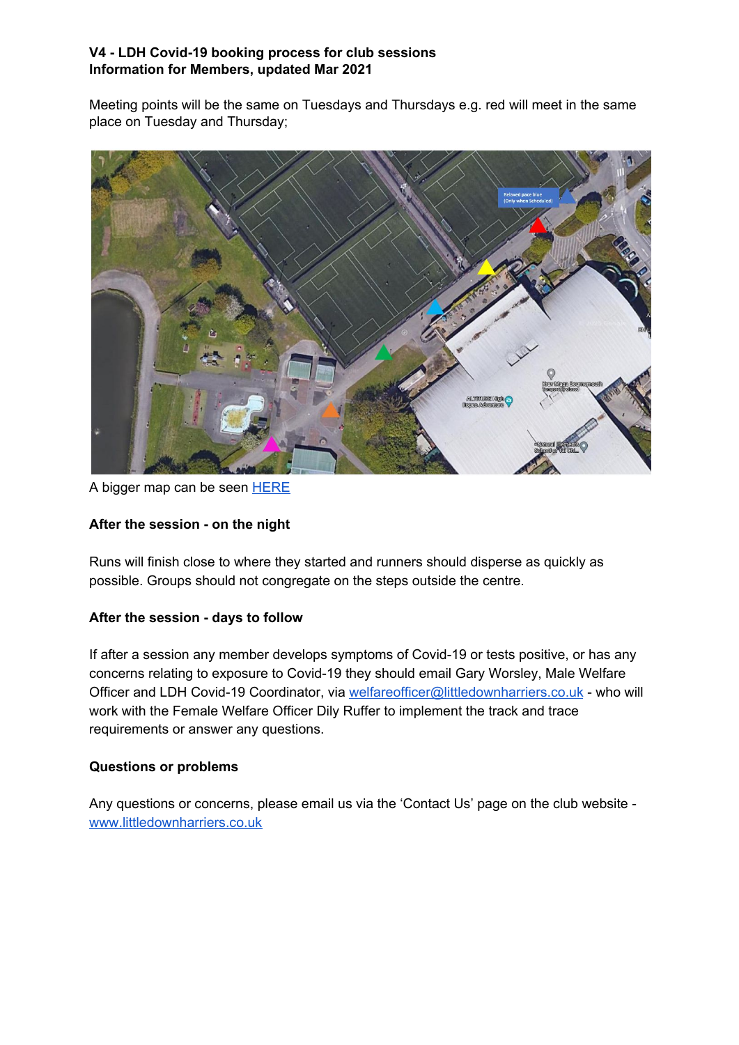**V4 - LDH Covid-19 booking process for club sessions**
**Information for Members, updated Mar 2021**

Meeting points will be the same on Tuesdays and Thursdays e.g. red will meet in the same place on Tuesday and Thursday;

A bigger map can be seen [HERE]()

**After the session - on the night**

Runs will finish close to where they started and runners should disperse as quickly as possible. Groups should not congregate on the steps outside the centre.

**After the session - days to follow**

If after a session any member develops symptoms of Covid-19 or tests positive, or has any concerns relating to exposure to Covid-19 they should email Gary Worsley, Male Welfare Officer and LDH Covid-19 Coordinator, via [welfareofficer@littledownharriers.co.uk](mailto:welfareofficer@littledownharriers.co.uk) - who will work with the Female Welfare Officer Dily Ruffer to implement the track and trace requirements or answer any questions.

**Questions or problems**

Any questions or concerns, please email us via the 'Contact Us' page on the club website - [www.littledownharriers.co.uk](http://www.littledownharriers.co.uk)